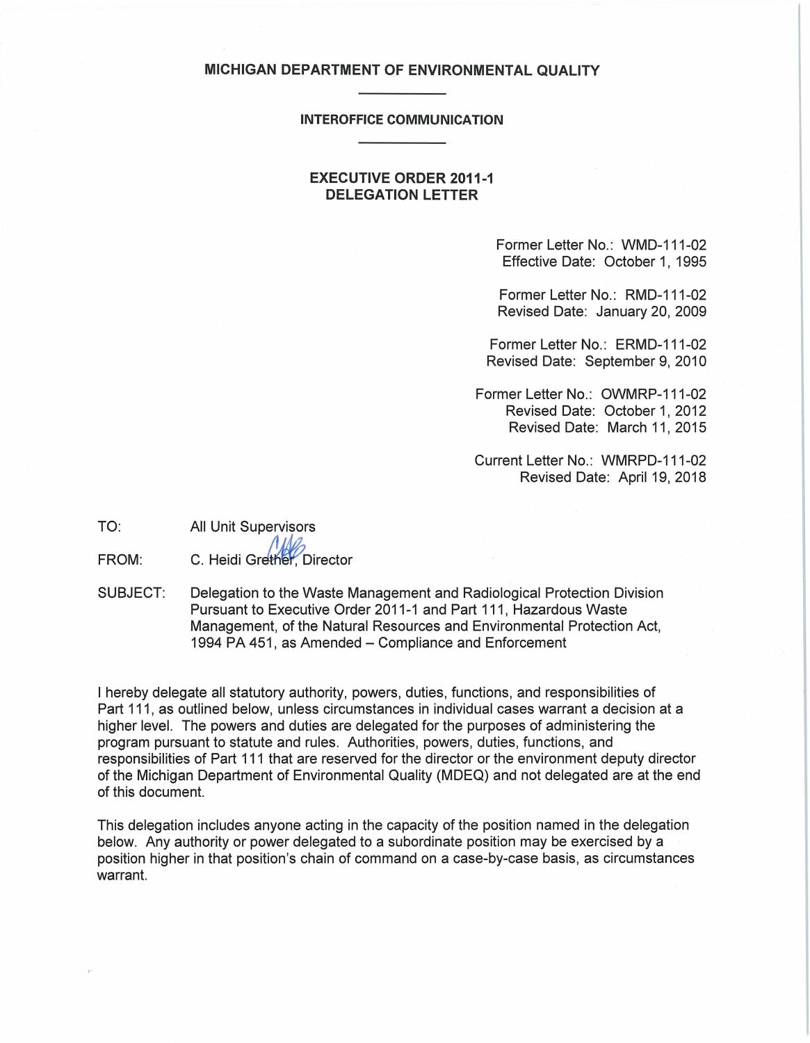# MICHIGAN DEPARTMENT OF ENVIRONMENTAL QUALITY

## INTEROFFICE COMMUNICATION

## EXECUTIVE ORDER 2011-1
## DELEGATION LETTER

Former Letter No.: WMD-111-02
Effective Date: October 1, 1995

Former Letter No.: RMD-111-02
Revised Date: January 20, 2009

Former Letter No.: ERMD-111-02
Revised Date: September 9, 2010

Former Letter No.: OWMRP-111-02
Revised Date: October 1, 2012
Revised Date: March 11, 2015

Current Letter No.: WMRPD-111-02
Revised Date: April 19, 2018

TO: All Unit Supervisors

FROM: C. Heidi Grether, Director

SUBJECT: Delegation to the Waste Management and Radiological Protection Division Pursuant to Executive Order 2011-1 and Part 111, Hazardous Waste Management, of the Natural Resources and Environmental Protection Act, 1994 PA 451, as Amended – Compliance and Enforcement

I hereby delegate all statutory authority, powers, duties, functions, and responsibilities of Part 111, as outlined below, unless circumstances in individual cases warrant a decision at a higher level. The powers and duties are delegated for the purposes of administering the program pursuant to statute and rules. Authorities, powers, duties, functions, and responsibilities of Part 111 that are reserved for the director or the environment deputy director of the Michigan Department of Environmental Quality (MDEQ) and not delegated are at the end of this document.

This delegation includes anyone acting in the capacity of the position named in the delegation below. Any authority or power delegated to a subordinate position may be exercised by a position higher in that position's chain of command on a case-by-case basis, as circumstances warrant.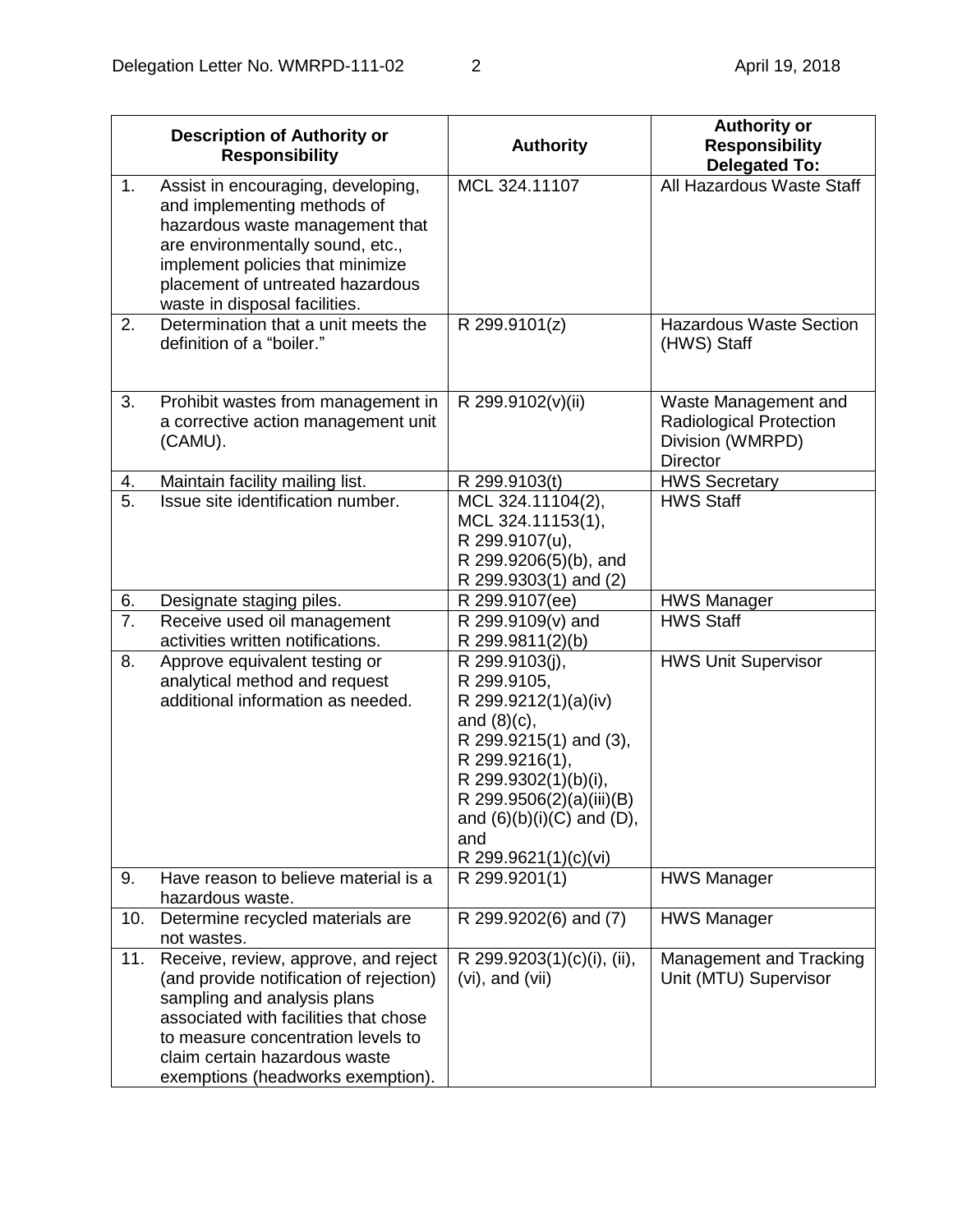| | Description of Authority or Responsibility | Authority | Authority or Responsibility Delegated To: |
|---|---|---|---|
| 1. | Assist in encouraging, developing, and implementing methods of hazardous waste management that are environmentally sound, etc., implement policies that minimize placement of untreated hazardous waste in disposal facilities. | MCL 324.11107 | All Hazardous Waste Staff |
| 2. | Determination that a unit meets the definition of a "boiler." | R 299.9101(z) | Hazardous Waste Section (HWS) Staff |
| 3. | Prohibit wastes from management in a corrective action management unit (CAMU). | R 299.9102(v)(ii) | Waste Management and Radiological Protection Division (WMRPD) Director |
| 4. | Maintain facility mailing list. | R 299.9103(t) | HWS Secretary |
| 5. | Issue site identification number. | MCL 324.11104(2), MCL 324.11153(1), R 299.9107(u), R 299.9206(5)(b), and R 299.9303(1) and (2) | HWS Staff |
| 6. | Designate staging piles. | R 299.9107(ee) | HWS Manager |
| 7. | Receive used oil management activities written notifications. | R 299.9109(v) and R 299.9811(2)(b) | HWS Staff |
| 8. | Approve equivalent testing or analytical method and request additional information as needed. | R 299.9103(j), R 299.9105, R 299.9212(1)(a)(iv) and (8)(c), R 299.9215(1) and (3), R 299.9216(1), R 299.9302(1)(b)(i), R 299.9506(2)(a)(iii)(B) and (6)(b)(i)(C) and (D), and R 299.9621(1)(c)(vi) | HWS Unit Supervisor |
| 9. | Have reason to believe material is a hazardous waste. | R 299.9201(1) | HWS Manager |
| 10. | Determine recycled materials are not wastes. | R 299.9202(6) and (7) | HWS Manager |
| 11. | Receive, review, approve, and reject (and provide notification of rejection) sampling and analysis plans associated with facilities that chose to measure concentration levels to claim certain hazardous waste exemptions (headworks exemption). | R 299.9203(1)(c)(i), (ii), (vi), and (vii) | Management and Tracking Unit (MTU) Supervisor |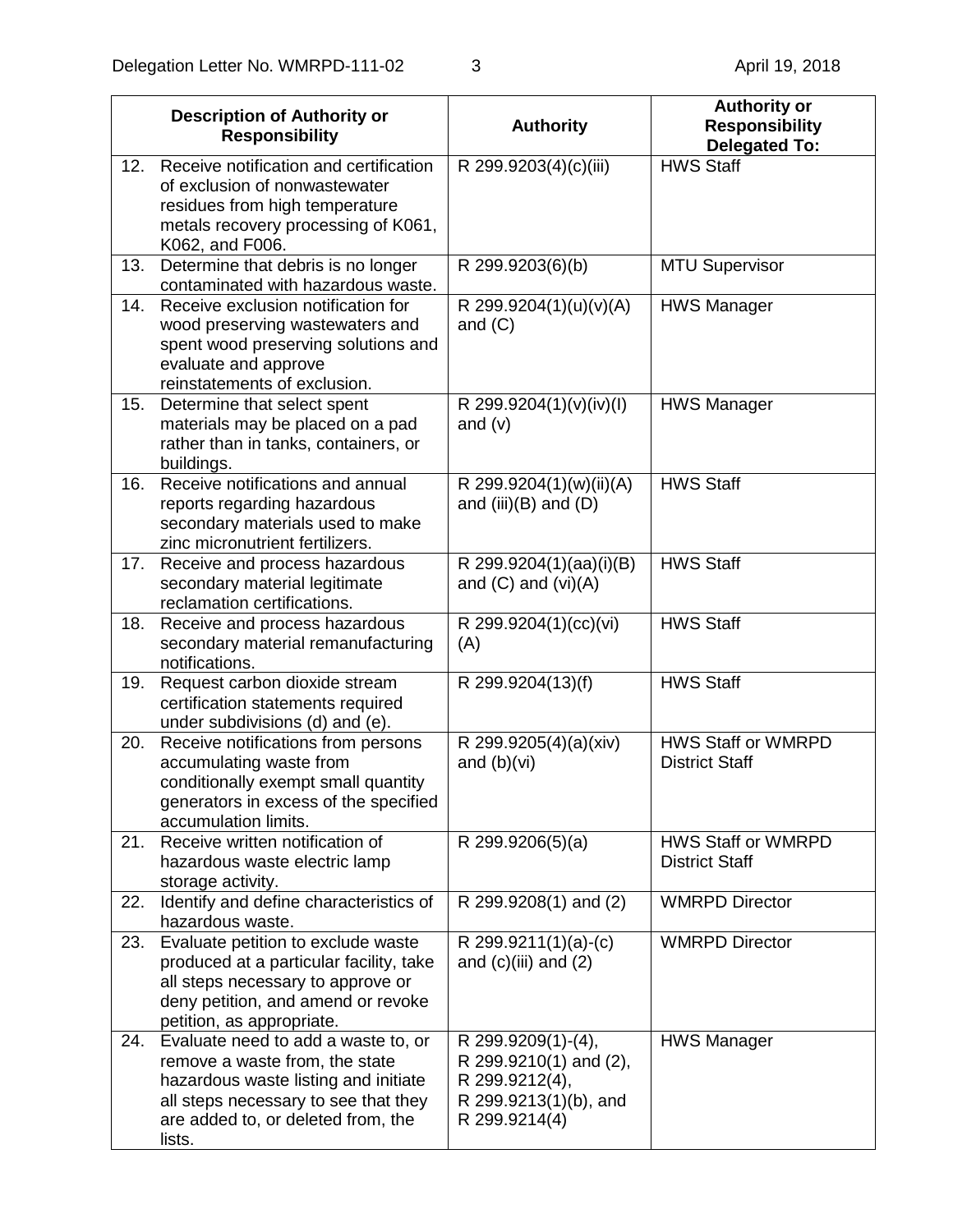| Description of Authority or Responsibility | Authority | Authority or Responsibility Delegated To: |
|---|---|---|
| 12. Receive notification and certification of exclusion of nonwastewater residues from high temperature metals recovery processing of K061, K062, and F006. | R 299.9203(4)(c)(iii) | HWS Staff |
| 13. Determine that debris is no longer contaminated with hazardous waste. | R 299.9203(6)(b) | MTU Supervisor |
| 14. Receive exclusion notification for wood preserving wastewaters and spent wood preserving solutions and evaluate and approve reinstatements of exclusion. | R 299.9204(1)(u)(v)(A) and (C) | HWS Manager |
| 15. Determine that select spent materials may be placed on a pad rather than in tanks, containers, or buildings. | R 299.9204(1)(v)(iv)(I) and (v) | HWS Manager |
| 16. Receive notifications and annual reports regarding hazardous secondary materials used to make zinc micronutrient fertilizers. | R 299.9204(1)(w)(ii)(A) and (iii)(B) and (D) | HWS Staff |
| 17. Receive and process hazardous secondary material legitimate reclamation certifications. | R 299.9204(1)(aa)(i)(B) and (C) and (vi)(A) | HWS Staff |
| 18. Receive and process hazardous secondary material remanufacturing notifications. | R 299.9204(1)(cc)(vi)(A) | HWS Staff |
| 19. Request carbon dioxide stream certification statements required under subdivisions (d) and (e). | R 299.9204(13)(f) | HWS Staff |
| 20. Receive notifications from persons accumulating waste from conditionally exempt small quantity generators in excess of the specified accumulation limits. | R 299.9205(4)(a)(xiv) and (b)(vi) | HWS Staff or WMRPD District Staff |
| 21. Receive written notification of hazardous waste electric lamp storage activity. | R 299.9206(5)(a) | HWS Staff or WMRPD District Staff |
| 22. Identify and define characteristics of hazardous waste. | R 299.9208(1) and (2) | WMRPD Director |
| 23. Evaluate petition to exclude waste produced at a particular facility, take all steps necessary to approve or deny petition, and amend or revoke petition, as appropriate. | R 299.9211(1)(a)-(c) and (c)(iii) and (2) | WMRPD Director |
| 24. Evaluate need to add a waste to, or remove a waste from, the state hazardous waste listing and initiate all steps necessary to see that they are added to, or deleted from, the lists. | R 299.9209(1)-(4), R 299.9210(1) and (2), R 299.9212(4), R 299.9213(1)(b), and R 299.9214(4) | HWS Manager |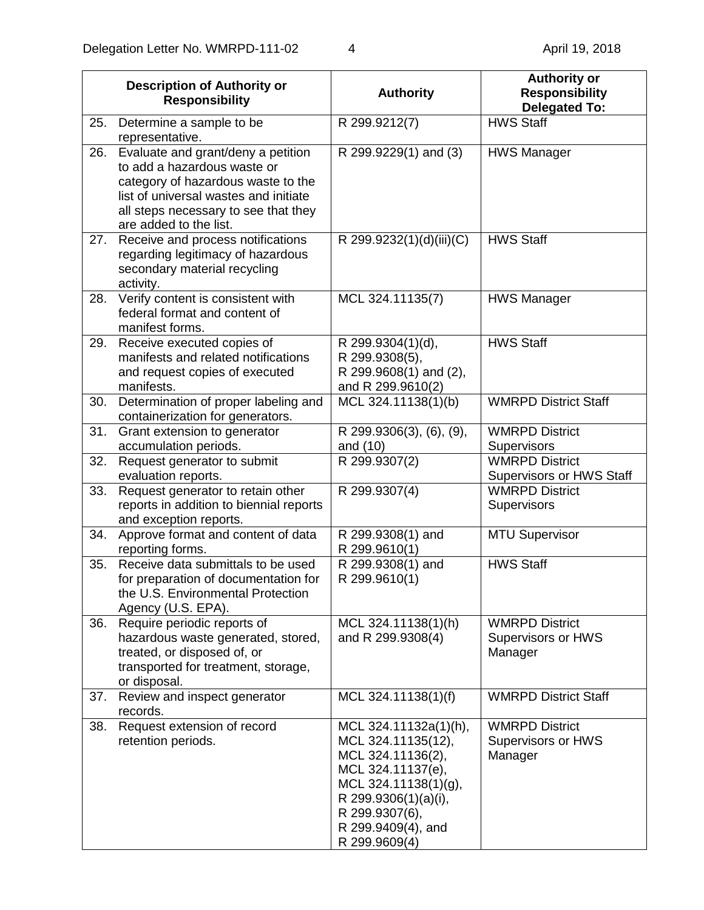| Description of Authority or Responsibility | Authority | Authority or Responsibility Delegated To: |
|---|---|---|
| 25. Determine a sample to be representative. | R 299.9212(7) | HWS Staff |
| 26. Evaluate and grant/deny a petition to add a hazardous waste or category of hazardous waste to the list of universal wastes and initiate all steps necessary to see that they are added to the list. | R 299.9229(1) and (3) | HWS Manager |
| 27. Receive and process notifications regarding legitimacy of hazardous secondary material recycling activity. | R 299.9232(1)(d)(iii)(C) | HWS Staff |
| 28. Verify content is consistent with federal format and content of manifest forms. | MCL 324.11135(7) | HWS Manager |
| 29. Receive executed copies of manifests and related notifications and request copies of executed manifests. | R 299.9304(1)(d), R 299.9308(5), R 299.9608(1) and (2), and R 299.9610(2) | HWS Staff |
| 30. Determination of proper labeling and containerization for generators. | MCL 324.11138(1)(b) | WMRPD District Staff |
| 31. Grant extension to generator accumulation periods. | R 299.9306(3), (6), (9), and (10) | WMRPD District Supervisors |
| 32. Request generator to submit evaluation reports. | R 299.9307(2) | WMRPD District Supervisors or HWS Staff |
| 33. Request generator to retain other reports in addition to biennial reports and exception reports. | R 299.9307(4) | WMRPD District Supervisors |
| 34. Approve format and content of data reporting forms. | R 299.9308(1) and R 299.9610(1) | MTU Supervisor |
| 35. Receive data submittals to be used for preparation of documentation for the U.S. Environmental Protection Agency (U.S. EPA). | R 299.9308(1) and R 299.9610(1) | HWS Staff |
| 36. Require periodic reports of hazardous waste generated, stored, treated, or disposed of, or transported for treatment, storage, or disposal. | MCL 324.11138(1)(h) and R 299.9308(4) | WMRPD District Supervisors or HWS Manager |
| 37. Review and inspect generator records. | MCL 324.11138(1)(f) | WMRPD District Staff |
| 38. Request extension of record retention periods. | MCL 324.11132a(1)(h), MCL 324.11135(12), MCL 324.11136(2), MCL 324.11137(e), MCL 324.11138(1)(g), R 299.9306(1)(a)(i), R 299.9307(6), R 299.9409(4), and R 299.9609(4) | WMRPD District Supervisors or HWS Manager |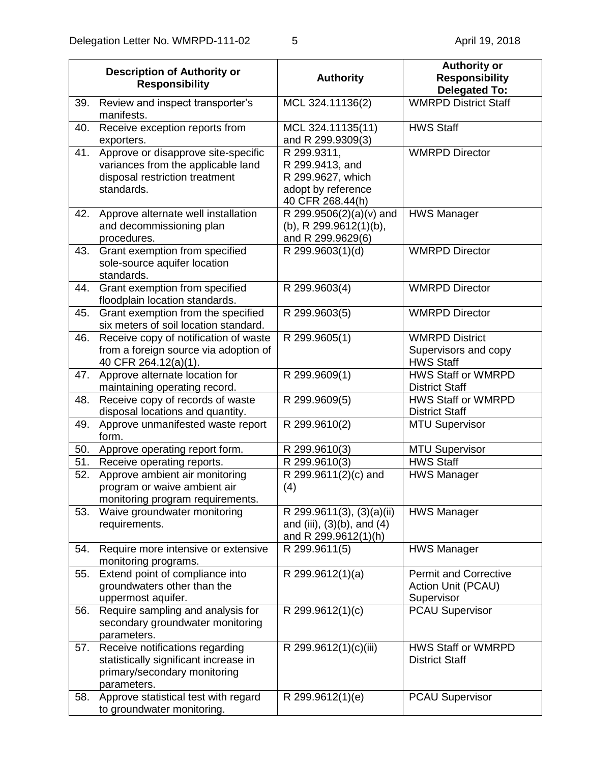| Description of Authority or Responsibility | Authority | Authority or Responsibility Delegated To: |
|---|---|---|
| 39. Review and inspect transporter's manifests. | MCL 324.11136(2) | WMRPD District Staff |
| 40. Receive exception reports from exporters. | MCL 324.11135(11) and R 299.9309(3) | HWS Staff |
| 41. Approve or disapprove site-specific variances from the applicable land disposal restriction treatment standards. | R 299.9311, R 299.9413, and R 299.9627, which adopt by reference 40 CFR 268.44(h) | WMRPD Director |
| 42. Approve alternate well installation and decommissioning plan procedures. | R 299.9506(2)(a)(v) and (b), R 299.9612(1)(b), and R 299.9629(6) | HWS Manager |
| 43. Grant exemption from specified sole-source aquifer location standards. | R 299.9603(1)(d) | WMRPD Director |
| 44. Grant exemption from specified floodplain location standards. | R 299.9603(4) | WMRPD Director |
| 45. Grant exemption from the specified six meters of soil location standard. | R 299.9603(5) | WMRPD Director |
| 46. Receive copy of notification of waste from a foreign source via adoption of 40 CFR 264.12(a)(1). | R 299.9605(1) | WMRPD District Supervisors and copy HWS Staff |
| 47. Approve alternate location for maintaining operating record. | R 299.9609(1) | HWS Staff or WMRPD District Staff |
| 48. Receive copy of records of waste disposal locations and quantity. | R 299.9609(5) | HWS Staff or WMRPD District Staff |
| 49. Approve unmanifested waste report form. | R 299.9610(2) | MTU Supervisor |
| 50. Approve operating report form. | R 299.9610(3) | MTU Supervisor |
| 51. Receive operating reports. | R 299.9610(3) | HWS Staff |
| 52. Approve ambient air monitoring program or waive ambient air monitoring program requirements. | R 299.9611(2)(c) and (4) | HWS Manager |
| 53. Waive groundwater monitoring requirements. | R 299.9611(3), (3)(a)(ii) and (iii), (3)(b), and (4) and R 299.9612(1)(h) | HWS Manager |
| 54. Require more intensive or extensive monitoring programs. | R 299.9611(5) | HWS Manager |
| 55. Extend point of compliance into groundwaters other than the uppermost aquifer. | R 299.9612(1)(a) | Permit and Corrective Action Unit (PCAU) Supervisor |
| 56. Require sampling and analysis for secondary groundwater monitoring parameters. | R 299.9612(1)(c) | PCAU Supervisor |
| 57. Receive notifications regarding statistically significant increase in primary/secondary monitoring parameters. | R 299.9612(1)(c)(iii) | HWS Staff or WMRPD District Staff |
| 58. Approve statistical test with regard to groundwater monitoring. | R 299.9612(1)(e) | PCAU Supervisor |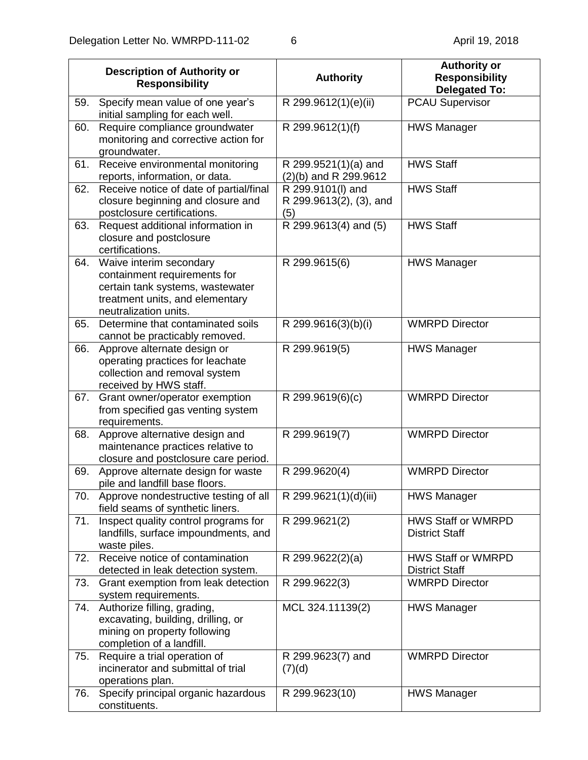| Description of Authority or Responsibility | Authority | Authority or Responsibility Delegated To: |
|---|---|---|
| 59. Specify mean value of one year's initial sampling for each well. | R 299.9612(1)(e)(ii) | PCAU Supervisor |
| 60. Require compliance groundwater monitoring and corrective action for groundwater. | R 299.9612(1)(f) | HWS Manager |
| 61. Receive environmental monitoring reports, information, or data. | R 299.9521(1)(a) and (2)(b) and R 299.9612 | HWS Staff |
| 62. Receive notice of date of partial/final closure beginning and closure and postclosure certifications. | R 299.9101(l) and R 299.9613(2), (3), and (5) | HWS Staff |
| 63. Request additional information in closure and postclosure certifications. | R 299.9613(4) and (5) | HWS Staff |
| 64. Waive interim secondary containment requirements for certain tank systems, wastewater treatment units, and elementary neutralization units. | R 299.9615(6) | HWS Manager |
| 65. Determine that contaminated soils cannot be practicably removed. | R 299.9616(3)(b)(i) | WMRPD Director |
| 66. Approve alternate design or operating practices for leachate collection and removal system received by HWS staff. | R 299.9619(5) | HWS Manager |
| 67. Grant owner/operator exemption from specified gas venting system requirements. | R 299.9619(6)(c) | WMRPD Director |
| 68. Approve alternative design and maintenance practices relative to closure and postclosure care period. | R 299.9619(7) | WMRPD Director |
| 69. Approve alternate design for waste pile and landfill base floors. | R 299.9620(4) | WMRPD Director |
| 70. Approve nondestructive testing of all field seams of synthetic liners. | R 299.9621(1)(d)(iii) | HWS Manager |
| 71. Inspect quality control programs for landfills, surface impoundments, and waste piles. | R 299.9621(2) | HWS Staff or WMRPD District Staff |
| 72. Receive notice of contamination detected in leak detection system. | R 299.9622(2)(a) | HWS Staff or WMRPD District Staff |
| 73. Grant exemption from leak detection system requirements. | R 299.9622(3) | WMRPD Director |
| 74. Authorize filling, grading, excavating, building, drilling, or mining on property following completion of a landfill. | MCL 324.11139(2) | HWS Manager |
| 75. Require a trial operation of incinerator and submittal of trial operations plan. | R 299.9623(7) and (7)(d) | WMRPD Director |
| 76. Specify principal organic hazardous constituents. | R 299.9623(10) | HWS Manager |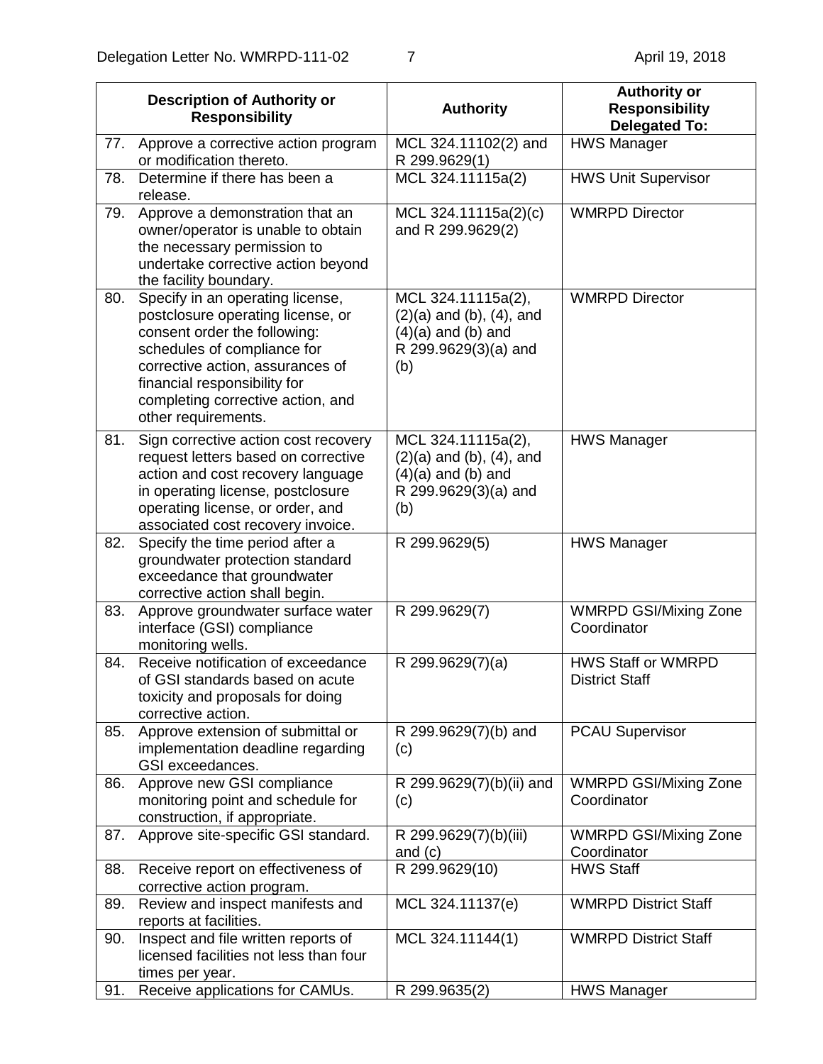| Description of Authority or Responsibility | Authority | Authority or Responsibility Delegated To: |
|---|---|---|
| 77. Approve a corrective action program or modification thereto. | MCL 324.11102(2) and R 299.9629(1) | HWS Manager |
| 78. Determine if there has been a release. | MCL 324.11115a(2) | HWS Unit Supervisor |
| 79. Approve a demonstration that an owner/operator is unable to obtain the necessary permission to undertake corrective action beyond the facility boundary. | MCL 324.11115a(2)(c) and R 299.9629(2) | WMRPD Director |
| 80. Specify in an operating license, postclosure operating license, or consent order the following: schedules of compliance for corrective action, assurances of financial responsibility for completing corrective action, and other requirements. | MCL 324.11115a(2), (2)(a) and (b), (4), and (4)(a) and (b) and R 299.9629(3)(a) and (b) | WMRPD Director |
| 81. Sign corrective action cost recovery request letters based on corrective action and cost recovery language in operating license, postclosure operating license, or order, and associated cost recovery invoice. | MCL 324.11115a(2), (2)(a) and (b), (4), and (4)(a) and (b) and R 299.9629(3)(a) and (b) | HWS Manager |
| 82. Specify the time period after a groundwater protection standard exceedance that groundwater corrective action shall begin. | R 299.9629(5) | HWS Manager |
| 83. Approve groundwater surface water interface (GSI) compliance monitoring wells. | R 299.9629(7) | WMRPD GSI/Mixing Zone Coordinator |
| 84. Receive notification of exceedance of GSI standards based on acute toxicity and proposals for doing corrective action. | R 299.9629(7)(a) | HWS Staff or WMRPD District Staff |
| 85. Approve extension of submittal or implementation deadline regarding GSI exceedances. | R 299.9629(7)(b) and (c) | PCAU Supervisor |
| 86. Approve new GSI compliance monitoring point and schedule for construction, if appropriate. | R 299.9629(7)(b)(ii) and (c) | WMRPD GSI/Mixing Zone Coordinator |
| 87. Approve site-specific GSI standard. | R 299.9629(7)(b)(iii) and (c) | WMRPD GSI/Mixing Zone Coordinator |
| 88. Receive report on effectiveness of corrective action program. | R 299.9629(10) | HWS Staff |
| 89. Review and inspect manifests and reports at facilities. | MCL 324.11137(e) | WMRPD District Staff |
| 90. Inspect and file written reports of licensed facilities not less than four times per year. | MCL 324.11144(1) | WMRPD District Staff |
| 91. Receive applications for CAMUs. | R 299.9635(2) | HWS Manager |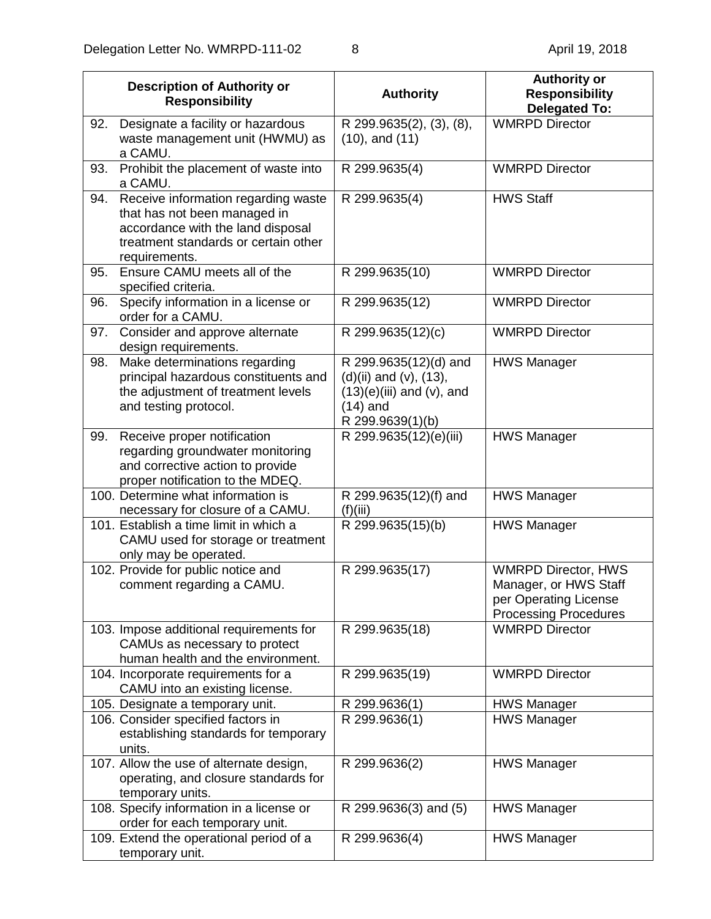| Description of Authority or Responsibility | Authority | Authority or Responsibility Delegated To: |
|---|---|---|
| 92. Designate a facility or hazardous waste management unit (HWMU) as a CAMU. | R 299.9635(2), (3), (8), (10), and (11) | WMRPD Director |
| 93. Prohibit the placement of waste into a CAMU. | R 299.9635(4) | WMRPD Director |
| 94. Receive information regarding waste that has not been managed in accordance with the land disposal treatment standards or certain other requirements. | R 299.9635(4) | HWS Staff |
| 95. Ensure CAMU meets all of the specified criteria. | R 299.9635(10) | WMRPD Director |
| 96. Specify information in a license or order for a CAMU. | R 299.9635(12) | WMRPD Director |
| 97. Consider and approve alternate design requirements. | R 299.9635(12)(c) | WMRPD Director |
| 98. Make determinations regarding principal hazardous constituents and the adjustment of treatment levels and testing protocol. | R 299.9635(12)(d) and (d)(ii) and (v), (13), (13)(e)(iii) and (v), and (14) and R 299.9639(1)(b) | HWS Manager |
| 99. Receive proper notification regarding groundwater monitoring and corrective action to provide proper notification to the MDEQ. | R 299.9635(12)(e)(iii) | HWS Manager |
| 100. Determine what information is necessary for closure of a CAMU. | R 299.9635(12)(f) and (f)(iii) | HWS Manager |
| 101. Establish a time limit in which a CAMU used for storage or treatment only may be operated. | R 299.9635(15)(b) | HWS Manager |
| 102. Provide for public notice and comment regarding a CAMU. | R 299.9635(17) | WMRPD Director, HWS Manager, or HWS Staff per Operating License Processing Procedures |
| 103. Impose additional requirements for CAMUs as necessary to protect human health and the environment. | R 299.9635(18) | WMRPD Director |
| 104. Incorporate requirements for a CAMU into an existing license. | R 299.9635(19) | WMRPD Director |
| 105. Designate a temporary unit. | R 299.9636(1) | HWS Manager |
| 106. Consider specified factors in establishing standards for temporary units. | R 299.9636(1) | HWS Manager |
| 107. Allow the use of alternate design, operating, and closure standards for temporary units. | R 299.9636(2) | HWS Manager |
| 108. Specify information in a license or order for each temporary unit. | R 299.9636(3) and (5) | HWS Manager |
| 109. Extend the operational period of a temporary unit. | R 299.9636(4) | HWS Manager |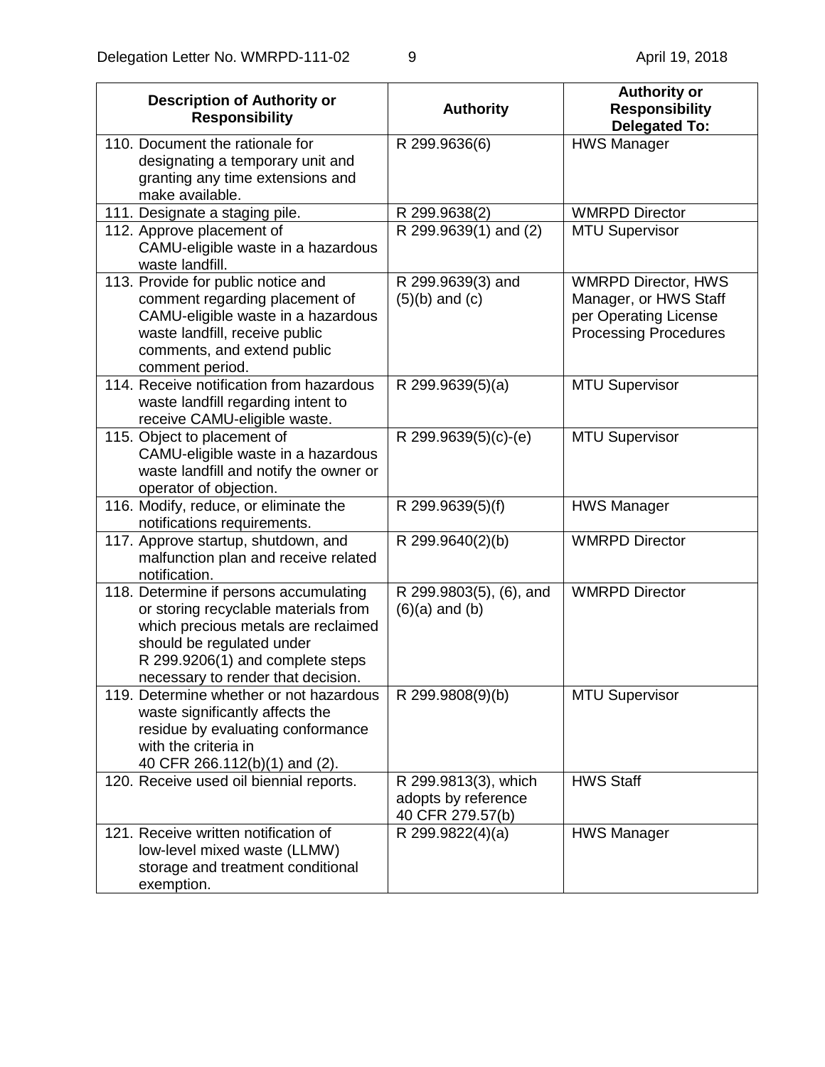| Description of Authority or Responsibility | Authority | Authority or Responsibility Delegated To: |
|---|---|---|
| 110. Document the rationale for designating a temporary unit and granting any time extensions and make available. | R 299.9636(6) | HWS Manager |
| 111. Designate a staging pile. | R 299.9638(2) | WMRPD Director |
| 112. Approve placement of CAMU-eligible waste in a hazardous waste landfill. | R 299.9639(1) and (2) | MTU Supervisor |
| 113. Provide for public notice and comment regarding placement of CAMU-eligible waste in a hazardous waste landfill, receive public comments, and extend public comment period. | R 299.9639(3) and (5)(b) and (c) | WMRPD Director, HWS Manager, or HWS Staff per Operating License Processing Procedures |
| 114. Receive notification from hazardous waste landfill regarding intent to receive CAMU-eligible waste. | R 299.9639(5)(a) | MTU Supervisor |
| 115. Object to placement of CAMU-eligible waste in a hazardous waste landfill and notify the owner or operator of objection. | R 299.9639(5)(c)-(e) | MTU Supervisor |
| 116. Modify, reduce, or eliminate the notifications requirements. | R 299.9639(5)(f) | HWS Manager |
| 117. Approve startup, shutdown, and malfunction plan and receive related notification. | R 299.9640(2)(b) | WMRPD Director |
| 118. Determine if persons accumulating or storing recyclable materials from which precious metals are reclaimed should be regulated under R 299.9206(1) and complete steps necessary to render that decision. | R 299.9803(5), (6), and (6)(a) and (b) | WMRPD Director |
| 119. Determine whether or not hazardous waste significantly affects the residue by evaluating conformance with the criteria in 40 CFR 266.112(b)(1) and (2). | R 299.9808(9)(b) | MTU Supervisor |
| 120. Receive used oil biennial reports. | R 299.9813(3), which adopts by reference 40 CFR 279.57(b) | HWS Staff |
| 121. Receive written notification of low-level mixed waste (LLMW) storage and treatment conditional exemption. | R 299.9822(4)(a) | HWS Manager |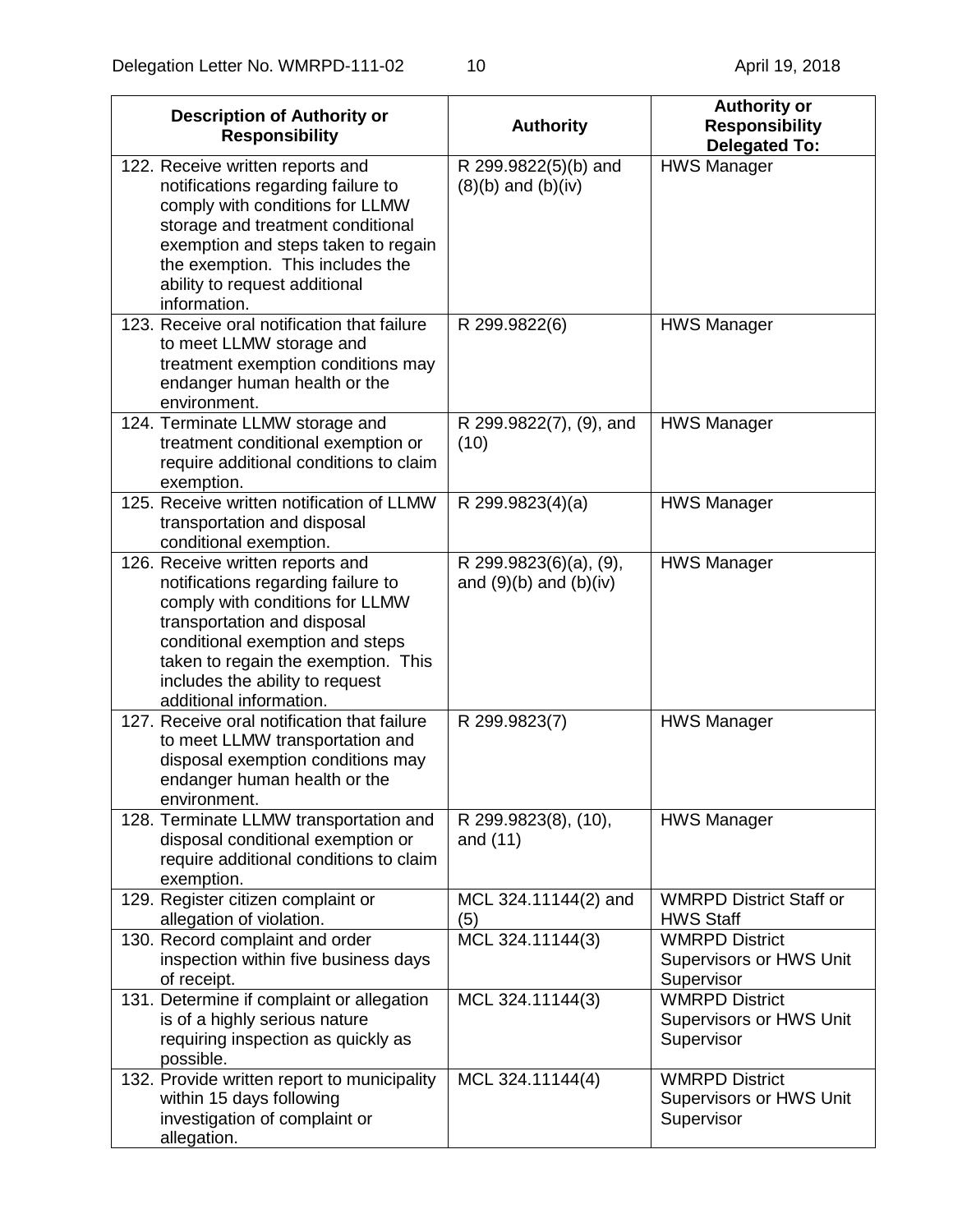| Description of Authority or Responsibility | Authority | Authority or Responsibility Delegated To: |
|---|---|---|
| 122. Receive written reports and notifications regarding failure to comply with conditions for LLMW storage and treatment conditional exemption and steps taken to regain the exemption. This includes the ability to request additional information. | R 299.9822(5)(b) and (8)(b) and (b)(iv) | HWS Manager |
| 123. Receive oral notification that failure to meet LLMW storage and treatment exemption conditions may endanger human health or the environment. | R 299.9822(6) | HWS Manager |
| 124. Terminate LLMW storage and treatment conditional exemption or require additional conditions to claim exemption. | R 299.9822(7), (9), and (10) | HWS Manager |
| 125. Receive written notification of LLMW transportation and disposal conditional exemption. | R 299.9823(4)(a) | HWS Manager |
| 126. Receive written reports and notifications regarding failure to comply with conditions for LLMW transportation and disposal conditional exemption and steps taken to regain the exemption. This includes the ability to request additional information. | R 299.9823(6)(a), (9), and (9)(b) and (b)(iv) | HWS Manager |
| 127. Receive oral notification that failure to meet LLMW transportation and disposal exemption conditions may endanger human health or the environment. | R 299.9823(7) | HWS Manager |
| 128. Terminate LLMW transportation and disposal conditional exemption or require additional conditions to claim exemption. | R 299.9823(8), (10), and (11) | HWS Manager |
| 129. Register citizen complaint or allegation of violation. | MCL 324.11144(2) and (5) | WMRPD District Staff or HWS Staff |
| 130. Record complaint and order inspection within five business days of receipt. | MCL 324.11144(3) | WMRPD District Supervisors or HWS Unit Supervisor |
| 131. Determine if complaint or allegation is of a highly serious nature requiring inspection as quickly as possible. | MCL 324.11144(3) | WMRPD District Supervisors or HWS Unit Supervisor |
| 132. Provide written report to municipality within 15 days following investigation of complaint or allegation. | MCL 324.11144(4) | WMRPD District Supervisors or HWS Unit Supervisor |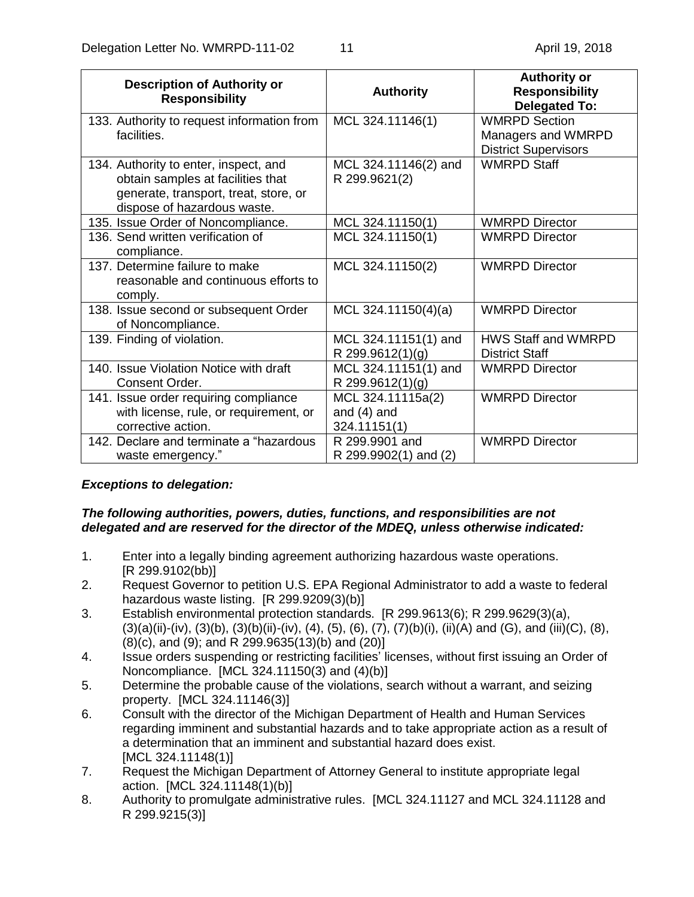| Description of Authority or Responsibility | Authority | Authority or Responsibility Delegated To: |
|---|---|---|
| 133. Authority to request information from facilities. | MCL 324.11146(1) | WMRPD Section Managers and WMRPD District Supervisors |
| 134. Authority to enter, inspect, and obtain samples at facilities that generate, transport, treat, store, or dispose of hazardous waste. | MCL 324.11146(2) and R 299.9621(2) | WMRPD Staff |
| 135. Issue Order of Noncompliance. | MCL 324.11150(1) | WMRPD Director |
| 136. Send written verification of compliance. | MCL 324.11150(1) | WMRPD Director |
| 137. Determine failure to make reasonable and continuous efforts to comply. | MCL 324.11150(2) | WMRPD Director |
| 138. Issue second or subsequent Order of Noncompliance. | MCL 324.11150(4)(a) | WMRPD Director |
| 139. Finding of violation. | MCL 324.11151(1) and R 299.9612(1)(g) | HWS Staff and WMRPD District Staff |
| 140. Issue Violation Notice with draft Consent Order. | MCL 324.11151(1) and R 299.9612(1)(g) | WMRPD Director |
| 141. Issue order requiring compliance with license, rule, or requirement, or corrective action. | MCL 324.11115a(2) and (4) and 324.11151(1) | WMRPD Director |
| 142. Declare and terminate a "hazardous waste emergency." | R 299.9901 and R 299.9902(1) and (2) | WMRPD Director |

***Exceptions to delegation:***

***The following authorities, powers, duties, functions, and responsibilities are not delegated and are reserved for the director of the MDEQ, unless otherwise indicated:***

1. Enter into a legally binding agreement authorizing hazardous waste operations. [R 299.9102(bb)]
2. Request Governor to petition U.S. EPA Regional Administrator to add a waste to federal hazardous waste listing. [R 299.9209(3)(b)]
3. Establish environmental protection standards. [R 299.9613(6); R 299.9629(3)(a), (3)(a)(ii)-(iv), (3)(b), (3)(b)(ii)-(iv), (4), (5), (6), (7), (7)(b)(i), (ii)(A) and (G), and (iii)(C), (8), (8)(c), and (9); and R 299.9635(13)(b) and (20)]
4. Issue orders suspending or restricting facilities' licenses, without first issuing an Order of Noncompliance. [MCL 324.11150(3) and (4)(b)]
5. Determine the probable cause of the violations, search without a warrant, and seizing property. [MCL 324.11146(3)]
6. Consult with the director of the Michigan Department of Health and Human Services regarding imminent and substantial hazards and to take appropriate action as a result of a determination that an imminent and substantial hazard does exist. [MCL 324.11148(1)]
7. Request the Michigan Department of Attorney General to institute appropriate legal action. [MCL 324.11148(1)(b)]
8. Authority to promulgate administrative rules. [MCL 324.11127 and MCL 324.11128 and R 299.9215(3)]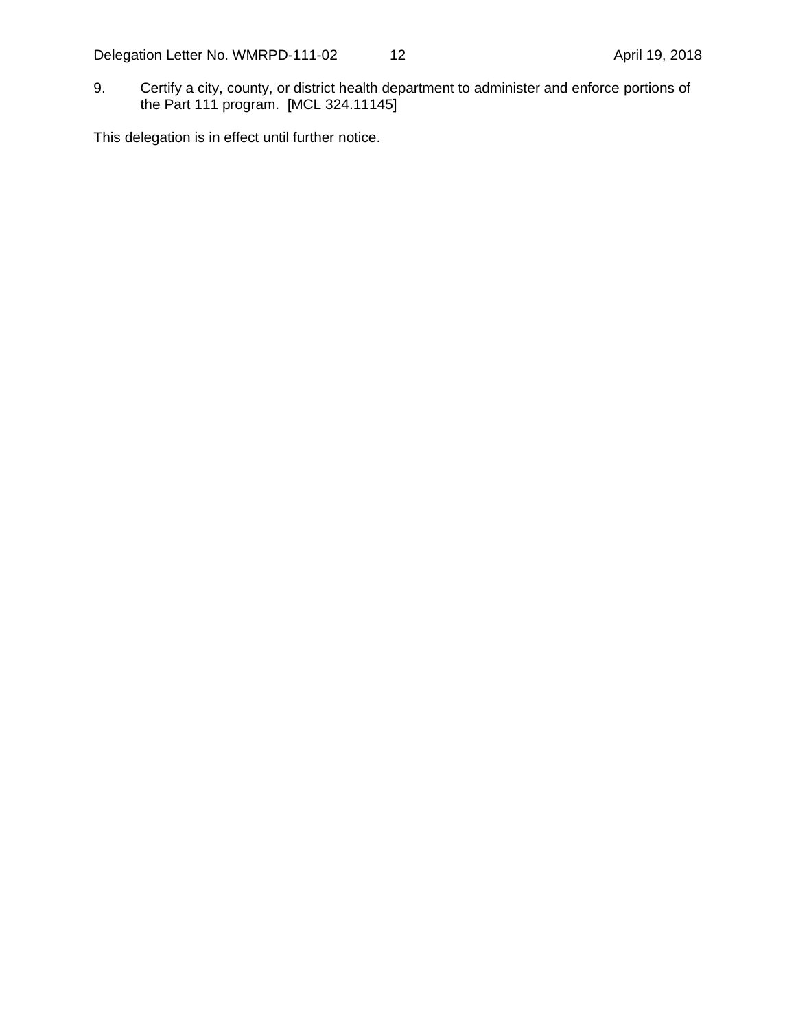9. Certify a city, county, or district health department to administer and enforce portions of the Part 111 program. [MCL 324.11145]

This delegation is in effect until further notice.